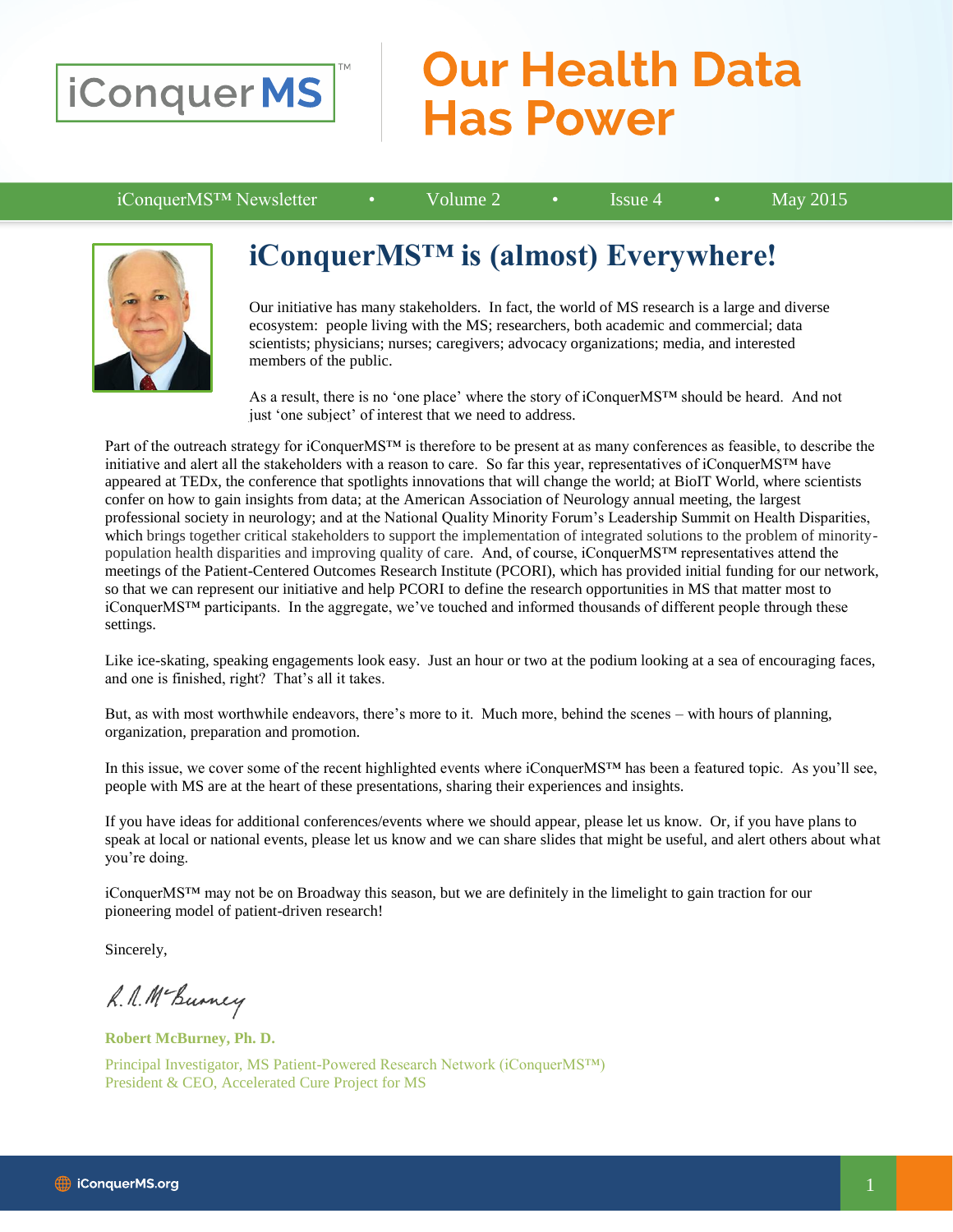# Our Health Data Has Power

iConquerMS™ Newsletter • Volume 2 • Issue 4 • May 2015

## iConquerMS™ is (almost) Everywhere!

Our initiative has many stakeholders. In fact, the world of MS research is a large and diverse ecosystem: people living with the MS; researchers, both academic and commercial; data scientists; physicians; nurses; caregivers; advocacy organizations; media, and interested members of the public.

As a result, there is no 'one place' where the story of iConquerMS™ should be heard. And not just 'one subject' of interest that we need to address.

Part of the outreach strategy for iConquerMS™ is therefore to be present at as many conferences as feasible, to describe the initiative and alert all the stakeholders with a reason to care. So far this year, representatives of iConquerMS™ have appeared at TEDx, the conference that spotlights innovations that will change the world; at BioIT World, where scientists confer on how to gain insights from data; at the American Association of Neurology annual meeting, the largest professional society in neurology; and at the National Quality Minority Forum's Leadership Summit on Health Disparities, which brings together critical stakeholders to support the implementation of integrated solutions to the problem of minority-population health disparities and improving quality of care. And, of course, iConquerMS™ representatives attend the meetings of the Patient-Centered Outcomes Research Institute (PCORI), which has provided initial funding for our network, so that we can represent our initiative and help PCORI to define the research opportunities in MS that matter most to iConquerMS™ participants. In the aggregate, we've touched and informed thousands of different people through these settings.

Like ice-skating, speaking engagements look easy. Just an hour or two at the podium looking at a sea of encouraging faces, and one is finished, right? That's all it takes.

But, as with most worthwhile endeavors, there's more to it. Much more, behind the scenes – with hours of planning, organization, preparation and promotion.

In this issue, we cover some of the recent highlighted events where iConquerMS™ has been a featured topic. As you'll see, people with MS are at the heart of these presentations, sharing their experiences and insights.

If you have ideas for additional conferences/events where we should appear, please let us know. Or, if you have plans to speak at local or national events, please let us know and we can share slides that might be useful, and alert others about what you're doing.

iConquerMS™ may not be on Broadway this season, but we are definitely in the limelight to gain traction for our pioneering model of patient-driven research!

Sincerely,

R. A. McBurney

**Robert McBurney, Ph. D.**

Principal Investigator, MS Patient-Powered Research Network (iConquerMS™)
President & CEO, Accelerated Cure Project for MS

iConquerMS.org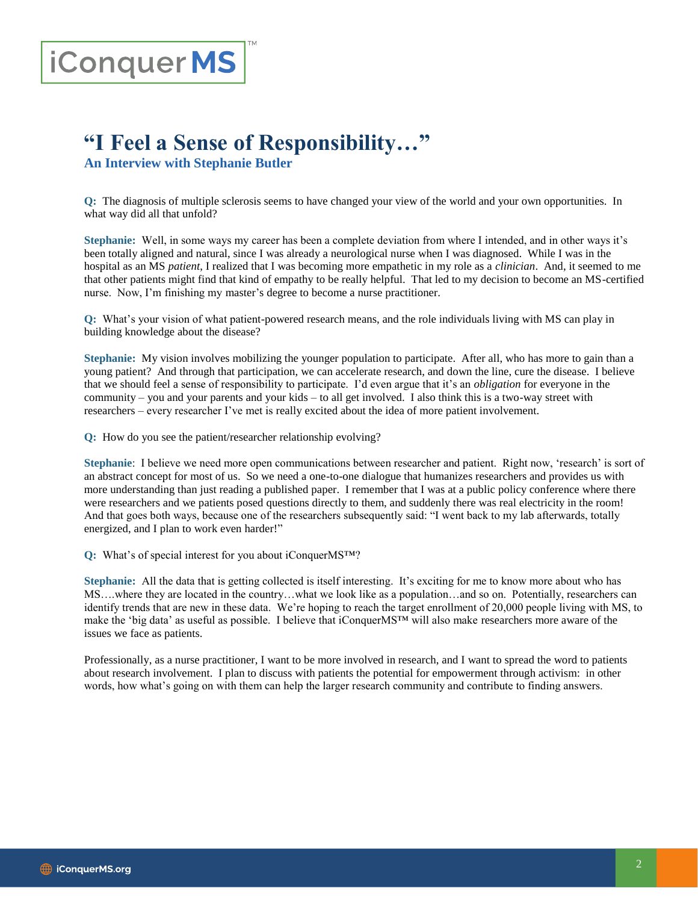# "I Feel a Sense of Responsibility…"

## An Interview with Stephanie Butler

**Q:** The diagnosis of multiple sclerosis seems to have changed your view of the world and your own opportunities. In what way did all that unfold?

**Stephanie:** Well, in some ways my career has been a complete deviation from where I intended, and in other ways it's been totally aligned and natural, since I was already a neurological nurse when I was diagnosed. While I was in the hospital as an MS *patient*, I realized that I was becoming more empathetic in my role as a *clinician*. And, it seemed to me that other patients might find that kind of empathy to be really helpful. That led to my decision to become an MS-certified nurse. Now, I'm finishing my master's degree to become a nurse practitioner.

**Q:** What's your vision of what patient-powered research means, and the role individuals living with MS can play in building knowledge about the disease?

**Stephanie:** My vision involves mobilizing the younger population to participate. After all, who has more to gain than a young patient? And through that participation, we can accelerate research, and down the line, cure the disease. I believe that we should feel a sense of responsibility to participate. I'd even argue that it's an *obligation* for everyone in the community – you and your parents and your kids – to all get involved. I also think this is a two-way street with researchers – every researcher I've met is really excited about the idea of more patient involvement.

**Q:** How do you see the patient/researcher relationship evolving?

**Stephanie**: I believe we need more open communications between researcher and patient. Right now, 'research' is sort of an abstract concept for most of us. So we need a one-to-one dialogue that humanizes researchers and provides us with more understanding than just reading a published paper. I remember that I was at a public policy conference where there were researchers and we patients posed questions directly to them, and suddenly there was real electricity in the room! And that goes both ways, because one of the researchers subsequently said: "I went back to my lab afterwards, totally energized, and I plan to work even harder!"

**Q:** What's of special interest for you about iConquerMS™?

**Stephanie:** All the data that is getting collected is itself interesting. It's exciting for me to know more about who has MS….where they are located in the country…what we look like as a population…and so on. Potentially, researchers can identify trends that are new in these data. We're hoping to reach the target enrollment of 20,000 people living with MS, to make the 'big data' as useful as possible. I believe that iConquerMS™ will also make researchers more aware of the issues we face as patients.

Professionally, as a nurse practitioner, I want to be more involved in research, and I want to spread the word to patients about research involvement. I plan to discuss with patients the potential for empowerment through activism: in other words, how what's going on with them can help the larger research community and contribute to finding answers.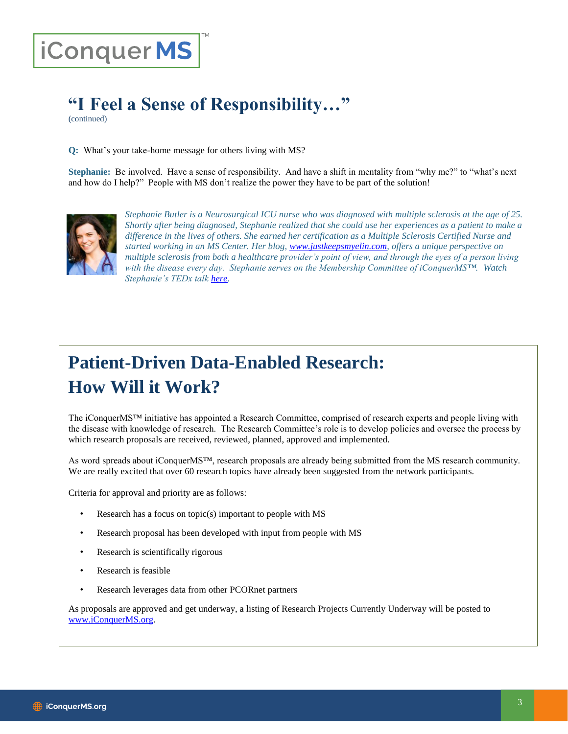## “I Feel a Sense of Responsibility…”

(continued)

**Q:** What’s your take-home message for others living with MS?

**Stephanie:** Be involved. Have a sense of responsibility. And have a shift in mentality from “why me?” to “what’s next and how do I help?” People with MS don’t realize the power they have to be part of the solution!

*Stephanie Butler is a Neurosurgical ICU nurse who was diagnosed with multiple sclerosis at the age of 25. Shortly after being diagnosed, Stephanie realized that she could use her experiences as a patient to make a difference in the lives of others. She earned her certification as a Multiple Sclerosis Certified Nurse and started working in an MS Center. Her blog, [www.justkeepsmyelin.com](http://www.justkeepsmyelin.com), offers a unique perspective on multiple sclerosis from both a healthcare provider’s point of view, and through the eyes of a person living with the disease every day. Stephanie serves on the Membership Committee of iConquerMS™. Watch Stephanie’s TEDx talk here.*

## Patient-Driven Data-Enabled Research: How Will it Work?

The iConquerMS™ initiative has appointed a Research Committee, comprised of research experts and people living with the disease with knowledge of research. The Research Committee’s role is to develop policies and oversee the process by which research proposals are received, reviewed, planned, approved and implemented.

As word spreads about iConquerMS™, research proposals are already being submitted from the MS research community. We are really excited that over 60 research topics have already been suggested from the network participants.

Criteria for approval and priority are as follows:

- Research has a focus on topic(s) important to people with MS
- Research proposal has been developed with input from people with MS
- Research is scientifically rigorous
- Research is feasible
- Research leverages data from other PCORnet partners

As proposals are approved and get underway, a listing of Research Projects Currently Underway will be posted to [www.iConquerMS.org](http://www.iConquerMS.org).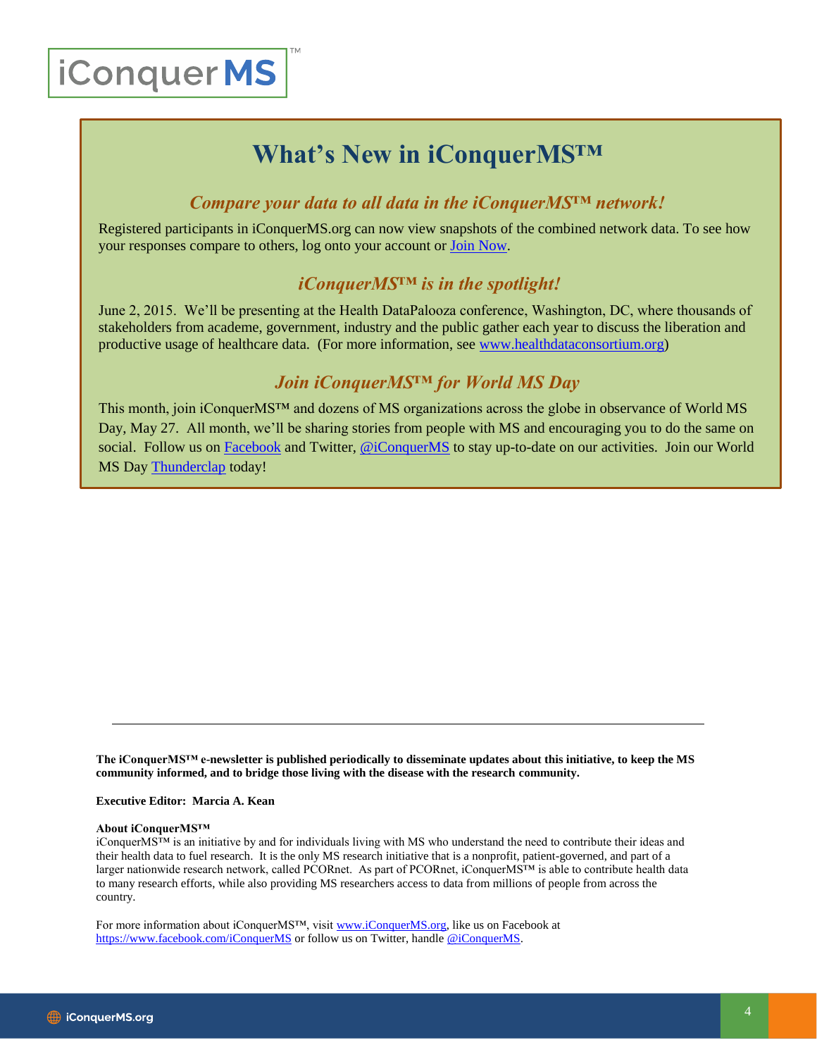# What's New in iConquerMS™

### *Compare your data to all data in the iConquerMS™ network!*

Registered participants in iConquerMS.org can now view snapshots of the combined network data. To see how your responses compare to others, log onto your account or Join Now.

### *iConquerMS™ is in the spotlight!*

June 2, 2015. We'll be presenting at the Health DataPalooza conference, Washington, DC, where thousands of stakeholders from academe, government, industry and the public gather each year to discuss the liberation and productive usage of healthcare data. (For more information, see www.healthdataconsortium.org)

### *Join iConquerMS™ for World MS Day*

This month, join iConquerMS™ and dozens of MS organizations across the globe in observance of World MS Day, May 27. All month, we'll be sharing stories from people with MS and encouraging you to do the same on social. Follow us on Facebook and Twitter, @iConquerMS to stay up-to-date on our activities. Join our World MS Day Thunderclap today!

---

**The iConquerMS™ e-newsletter is published periodically to disseminate updates about this initiative, to keep the MS community informed, and to bridge those living with the disease with the research community.**

**Executive Editor: Marcia A. Kean**

**About iConquerMS™**
iConquerMS™ is an initiative by and for individuals living with MS who understand the need to contribute their ideas and their health data to fuel research. It is the only MS research initiative that is a nonprofit, patient-governed, and part of a larger nationwide research network, called PCORnet. As part of PCORnet, iConquerMS™ is able to contribute health data to many research efforts, while also providing MS researchers access to data from millions of people from across the country.

For more information about iConquerMS™, visit www.iConquerMS.org, like us on Facebook at https://www.facebook.com/iConquerMS or follow us on Twitter, handle @iConquerMS.